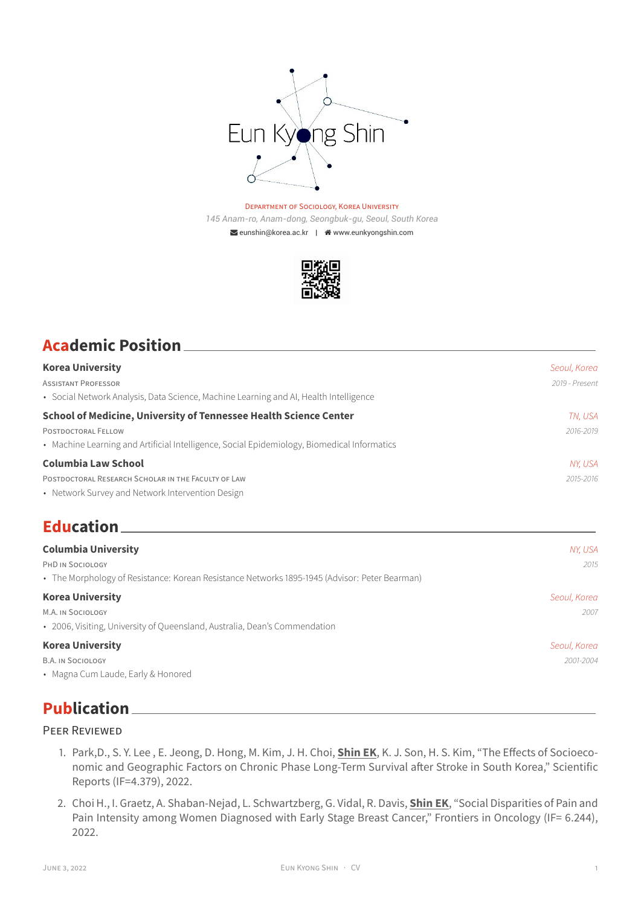# Eun Kyong Shin

Department of Sociology, Korea University
*145 Anam-ro, Anam-dong, Seongbuk-gu, Seoul, South Korea*
eunshin@korea.ac.kr | www.eunkyongshin.com

## Academic Position

**Korea University** — *Seoul, Korea*
Assistant Professor — *2019 - Present*
- Social Network Analysis, Data Science, Machine Learning and AI, Health Intelligence

**School of Medicine, University of Tennessee Health Science Center** — *TN, USA*
Postdoctoral Fellow — *2016-2019*
- Machine Learning and Artificial Intelligence, Social Epidemiology, Biomedical Informatics

**Columbia Law School** — *NY, USA*
Postdoctoral Research Scholar in the Faculty of Law — *2015-2016*
- Network Survey and Network Intervention Design

## Education

**Columbia University** — *NY, USA*
PhD in Sociology — *2015*
- The Morphology of Resistance: Korean Resistance Networks 1895-1945 (Advisor: Peter Bearman)

**Korea University** — *Seoul, Korea*
M.A. in Sociology — *2007*
- 2006, Visiting, University of Queensland, Australia, Dean's Commendation

**Korea University** — *Seoul, Korea*
B.A. in Sociology — *2001-2004*
- Magna Cum Laude, Early & Honored

## Publication

### Peer Reviewed

1. Park,D., S. Y. Lee , E. Jeong, D. Hong, M. Kim, J. H. Choi, **Shin EK**, K. J. Son, H. S. Kim, "The Effects of Socioeconomic and Geographic Factors on Chronic Phase Long-Term Survival after Stroke in South Korea," Scientific Reports (IF=4.379), 2022.
2. Choi H., I. Graetz, A. Shaban-Nejad, L. Schwartzberg, G. Vidal, R. Davis, **Shin EK**, "Social Disparities of Pain and Pain Intensity among Women Diagnosed with Early Stage Breast Cancer," Frontiers in Oncology (IF= 6.244), 2022.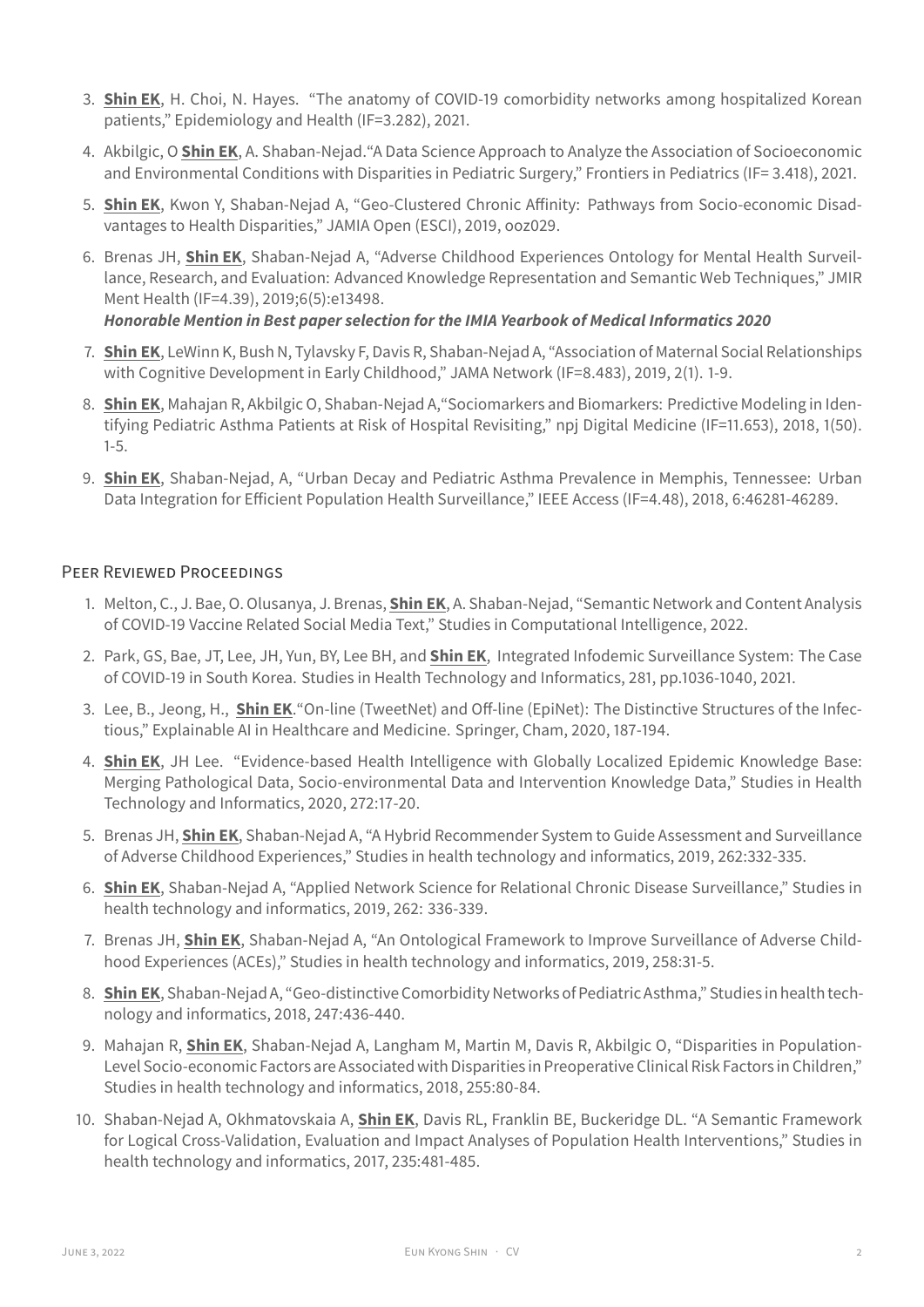3. **Shin EK**, H. Choi, N. Hayes. "The anatomy of COVID-19 comorbidity networks among hospitalized Korean patients," Epidemiology and Health (IF=3.282), 2021.
4. Akbilgic, O **Shin EK**, A. Shaban-Nejad."A Data Science Approach to Analyze the Association of Socioeconomic and Environmental Conditions with Disparities in Pediatric Surgery," Frontiers in Pediatrics (IF= 3.418), 2021.
5. **Shin EK**, Kwon Y, Shaban-Nejad A, "Geo-Clustered Chronic Affinity: Pathways from Socio-economic Disadvantages to Health Disparities," JAMIA Open (ESCI), 2019, ooz029.
6. Brenas JH, **Shin EK**, Shaban-Nejad A, "Adverse Childhood Experiences Ontology for Mental Health Surveillance, Research, and Evaluation: Advanced Knowledge Representation and Semantic Web Techniques," JMIR Ment Health (IF=4.39), 2019;6(5):e13498.
   ***Honorable Mention in Best paper selection for the IMIA Yearbook of Medical Informatics 2020***
7. **Shin EK**, LeWinn K, Bush N, Tylavsky F, Davis R, Shaban-Nejad A, "Association of Maternal Social Relationships with Cognitive Development in Early Childhood," JAMA Network (IF=8.483), 2019, 2(1). 1-9.
8. **Shin EK**, Mahajan R, Akbilgic O, Shaban-Nejad A,"Sociomarkers and Biomarkers: Predictive Modeling in Identifying Pediatric Asthma Patients at Risk of Hospital Revisiting," npj Digital Medicine (IF=11.653), 2018, 1(50). 1-5.
9. **Shin EK**, Shaban-Nejad, A, "Urban Decay and Pediatric Asthma Prevalence in Memphis, Tennessee: Urban Data Integration for Efficient Population Health Surveillance," IEEE Access (IF=4.48), 2018, 6:46281-46289.

## Peer Reviewed Proceedings

1. Melton, C., J. Bae, O. Olusanya, J. Brenas, **Shin EK**, A. Shaban-Nejad, "Semantic Network and Content Analysis of COVID-19 Vaccine Related Social Media Text," Studies in Computational Intelligence, 2022.
2. Park, GS, Bae, JT, Lee, JH, Yun, BY, Lee BH, and **Shin EK**, Integrated Infodemic Surveillance System: The Case of COVID-19 in South Korea. Studies in Health Technology and Informatics, 281, pp.1036-1040, 2021.
3. Lee, B., Jeong, H., **Shin EK**."On-line (TweetNet) and Off-line (EpiNet): The Distinctive Structures of the Infectious," Explainable AI in Healthcare and Medicine. Springer, Cham, 2020, 187-194.
4. **Shin EK**, JH Lee. "Evidence-based Health Intelligence with Globally Localized Epidemic Knowledge Base: Merging Pathological Data, Socio-environmental Data and Intervention Knowledge Data," Studies in Health Technology and Informatics, 2020, 272:17-20.
5. Brenas JH, **Shin EK**, Shaban-Nejad A, "A Hybrid Recommender System to Guide Assessment and Surveillance of Adverse Childhood Experiences," Studies in health technology and informatics, 2019, 262:332-335.
6. **Shin EK**, Shaban-Nejad A, "Applied Network Science for Relational Chronic Disease Surveillance," Studies in health technology and informatics, 2019, 262: 336-339.
7. Brenas JH, **Shin EK**, Shaban-Nejad A, "An Ontological Framework to Improve Surveillance of Adverse Childhood Experiences (ACEs)," Studies in health technology and informatics, 2019, 258:31-5.
8. **Shin EK**, Shaban-Nejad A, "Geo-distinctive Comorbidity Networks of Pediatric Asthma," Studies in health technology and informatics, 2018, 247:436-440.
9. Mahajan R, **Shin EK**, Shaban-Nejad A, Langham M, Martin M, Davis R, Akbilgic O, "Disparities in Population-Level Socio-economic Factors are Associated with Disparities in Preoperative Clinical Risk Factors in Children," Studies in health technology and informatics, 2018, 255:80-84.
10. Shaban-Nejad A, Okhmatovskaia A, **Shin EK**, Davis RL, Franklin BE, Buckeridge DL. "A Semantic Framework for Logical Cross-Validation, Evaluation and Impact Analyses of Population Health Interventions," Studies in health technology and informatics, 2017, 235:481-485.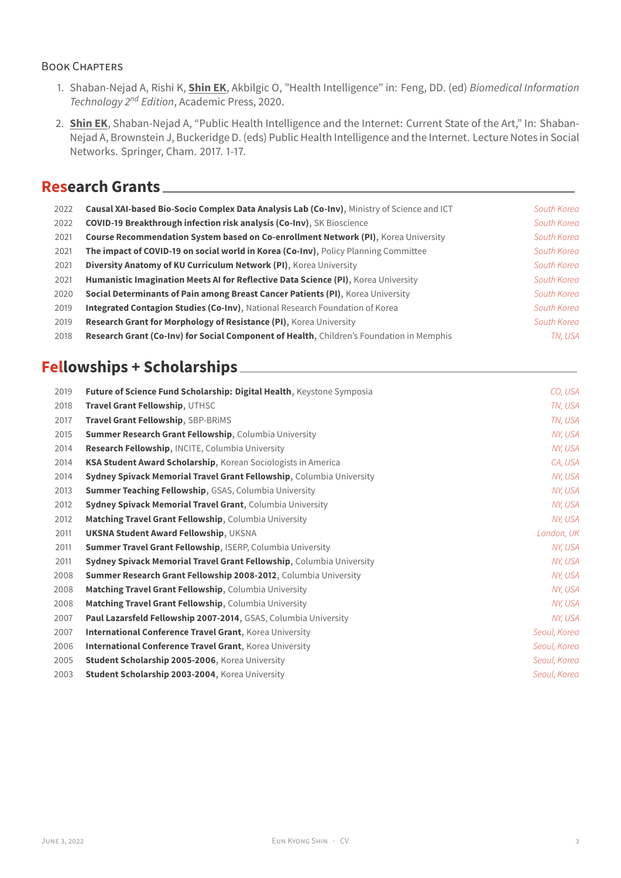### Book Chapters

1. Shaban-Nejad A, Rishi K, **Shin EK**, Akbilgic O, "Health Intelligence" in: Feng, DD. (ed) *Biomedical Information Technology 2nd Edition*, Academic Press, 2020.
2. **Shin EK**, Shaban-Nejad A, "Public Health Intelligence and the Internet: Current State of the Art," In: Shaban-Nejad A, Brownstein J, Buckeridge D. (eds) Public Health Intelligence and the Internet. Lecture Notes in Social Networks. Springer, Cham. 2017. 1-17.

## Research Grants

| | | |
|---|---|---|
| 2022 | **Causal XAI-based Bio-Socio Complex Data Analysis Lab (Co-Inv)**, Ministry of Science and ICT | *South Korea* |
| 2022 | **COVID-19 Breakthrough infection risk analysis (Co-Inv)**, SK Bioscience | *South Korea* |
| 2021 | **Course Recommendation System based on Co-enrollment Network (PI)**, Korea University | *South Korea* |
| 2021 | **The impact of COVID-19 on social world in Korea (Co-Inv)**, Policy Planning Committee | *South Korea* |
| 2021 | **Diversity Anatomy of KU Curriculum Network (PI)**, Korea University | *South Korea* |
| 2021 | **Humanistic Imagination Meets AI for Reflective Data Science (PI)**, Korea University | *South Korea* |
| 2020 | **Social Determinants of Pain among Breast Cancer Patients (PI)**, Korea University | *South Korea* |
| 2019 | **Integrated Contagion Studies (Co-Inv)**, National Research Foundation of Korea | *South Korea* |
| 2019 | **Research Grant for Morphology of Resistance (PI)**, Korea University | *South Korea* |
| 2018 | **Research Grant (Co-Inv) for Social Component of Health**, Children's Foundation in Memphis | *TN, USA* |

## Fellowships + Scholarships

| | | |
|---|---|---|
| 2019 | **Future of Science Fund Scholarship: Digital Health**, Keystone Symposia | *CO, USA* |
| 2018 | **Travel Grant Fellowship**, UTHSC | *TN, USA* |
| 2017 | **Travel Grant Fellowship**, SBP-BRiMS | *TN, USA* |
| 2015 | **Summer Research Grant Fellowship**, Columbia University | *NY, USA* |
| 2014 | **Research Fellowship**, INCITE, Columbia University | *NY, USA* |
| 2014 | **KSA Student Award Scholarship**, Korean Sociologists in America | *CA, USA* |
| 2014 | **Sydney Spivack Memorial Travel Grant Fellowship**, Columbia University | *NY, USA* |
| 2013 | **Summer Teaching Fellowship**, GSAS, Columbia University | *NY, USA* |
| 2012 | **Sydney Spivack Memorial Travel Grant**, Columbia University | *NY, USA* |
| 2012 | **Matching Travel Grant Fellowship**, Columbia University | *NY, USA* |
| 2011 | **UKSNA Student Award Fellowship**, UKSNA | *London, UK* |
| 2011 | **Summer Travel Grant Fellowship**, ISERP, Columbia University | *NY, USA* |
| 2011 | **Sydney Spivack Memorial Travel Grant Fellowship**, Columbia University | *NY, USA* |
| 2008 | **Summer Research Grant Fellowship 2008-2012**, Columbia University | *NY, USA* |
| 2008 | **Matching Travel Grant Fellowship**, Columbia University | *NY, USA* |
| 2008 | **Matching Travel Grant Fellowship**, Columbia University | *NY, USA* |
| 2007 | **Paul Lazarsfeld Fellowship 2007-2014**, GSAS, Columbia University | *NY, USA* |
| 2007 | **International Conference Travel Grant**, Korea University | *Seoul, Korea* |
| 2006 | **International Conference Travel Grant**, Korea University | *Seoul, Korea* |
| 2005 | **Student Scholarship 2005-2006**, Korea University | *Seoul, Korea* |
| 2003 | **Student Scholarship 2003-2004**, Korea University | *Seoul, Korea* |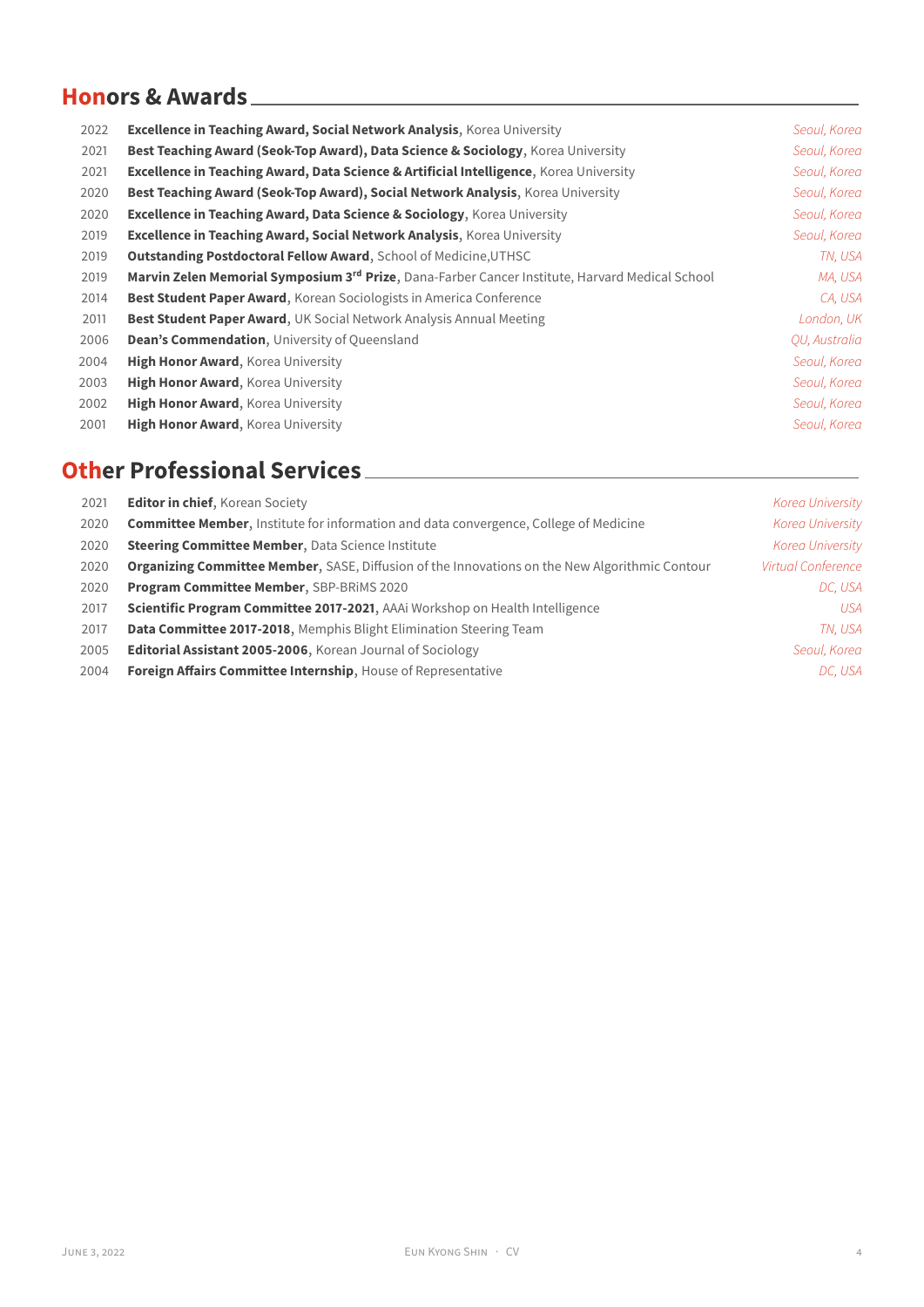## Honors & Awards

| | | |
|---|---|---|
| 2022 | **Excellence in Teaching Award, Social Network Analysis**, Korea University | *Seoul, Korea* |
| 2021 | **Best Teaching Award (Seok-Top Award), Data Science & Sociology**, Korea University | *Seoul, Korea* |
| 2021 | **Excellence in Teaching Award, Data Science & Artificial Intelligence**, Korea University | *Seoul, Korea* |
| 2020 | **Best Teaching Award (Seok-Top Award), Social Network Analysis**, Korea University | *Seoul, Korea* |
| 2020 | **Excellence in Teaching Award, Data Science & Sociology**, Korea University | *Seoul, Korea* |
| 2019 | **Excellence in Teaching Award, Social Network Analysis**, Korea University | *Seoul, Korea* |
| 2019 | **Outstanding Postdoctoral Fellow Award**, School of Medicine,UTHSC | *TN, USA* |
| 2019 | **Marvin Zelen Memorial Symposium 3rd Prize**, Dana-Farber Cancer Institute, Harvard Medical School | *MA, USA* |
| 2014 | **Best Student Paper Award**, Korean Sociologists in America Conference | *CA, USA* |
| 2011 | **Best Student Paper Award**, UK Social Network Analysis Annual Meeting | *London, UK* |
| 2006 | **Dean's Commendation**, University of Queensland | *QU, Australia* |
| 2004 | **High Honor Award**, Korea University | *Seoul, Korea* |
| 2003 | **High Honor Award**, Korea University | *Seoul, Korea* |
| 2002 | **High Honor Award**, Korea University | *Seoul, Korea* |
| 2001 | **High Honor Award**, Korea University | *Seoul, Korea* |

## Other Professional Services

| | | |
|---|---|---|
| 2021 | **Editor in chief**, Korean Society | *Korea University* |
| 2020 | **Committee Member**, Institute for information and data convergence, College of Medicine | *Korea University* |
| 2020 | **Steering Committee Member**, Data Science Institute | *Korea University* |
| 2020 | **Organizing Committee Member**, SASE, Diffusion of the Innovations on the New Algorithmic Contour | *Virtual Conference* |
| 2020 | **Program Committee Member**, SBP-BRiMS 2020 | *DC, USA* |
| 2017 | **Scientific Program Committee 2017-2021**, AAAi Workshop on Health Intelligence | *USA* |
| 2017 | **Data Committee 2017-2018**, Memphis Blight Elimination Steering Team | *TN, USA* |
| 2005 | **Editorial Assistant 2005-2006**, Korean Journal of Sociology | *Seoul, Korea* |
| 2004 | **Foreign Affairs Committee Internship**, House of Representative | *DC, USA* |